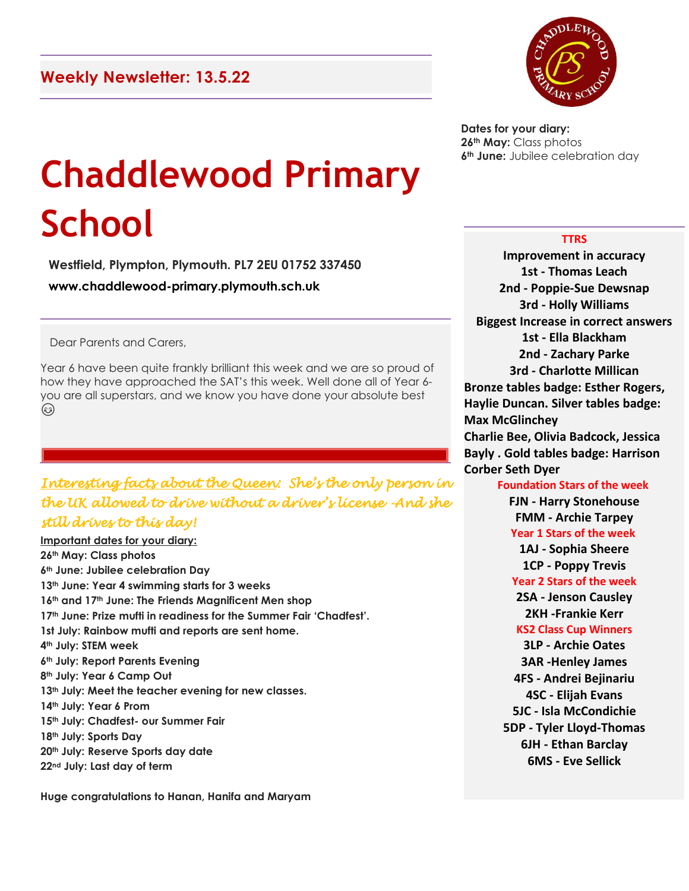## Weekly Newsletter: 13.5.22

# Chaddlewood Primary School

**Westfield, Plympton, Plymouth. PL7 2EU 01752 337450**

**www.chaddlewood-primary.plymouth.sch.uk**

Dear Parents and Carers,

Year 6 have been quite frankly brilliant this week and we are so proud of how they have approached the SAT's this week. Well done all of Year 6- you are all superstars, and we know you have done your absolute best 😉

*Interesting facts about the Queen: She's the only person in the UK allowed to drive without a driver's license -And she still drives to this day!*

**Important dates for your diary:**

**26th May: Class photos**
**6th June: Jubilee celebration Day**
**13th June: Year 4 swimming starts for 3 weeks**
**16th and 17th June: The Friends Magnificent Men shop**
**17th June: Prize mufti in readiness for the Summer Fair 'Chadfest'.**
**1st July: Rainbow mufti and reports are sent home.**
**4th July: STEM week**
**6th July: Report Parents Evening**
**8th July: Year 6 Camp Out**
**13th July: Meet the teacher evening for new classes.**
**14th July: Year 6 Prom**
**15th July: Chadfest- our Summer Fair**
**18th July: Sports Day**
**20th July: Reserve Sports day date**
**22nd July: Last day of term**

**Huge congratulations to Hanan, Hanifa and Maryam**

**Dates for your diary:**
**26th May:** Class photos
**6th June:** Jubilee celebration day

**TTRS**

**Improvement in accuracy**
**1st - Thomas Leach**
**2nd - Poppie-Sue Dewsnap**
**3rd - Holly Williams**

**Biggest Increase in correct answers**
**1st - Ella Blackham**
**2nd - Zachary Parke**
**3rd - Charlotte Millican**

**Bronze tables badge: Esther Rogers, Haylie Duncan. Silver tables badge: Max McGlinchey**
**Charlie Bee, Olivia Badcock, Jessica Bayly . Gold tables badge: Harrison Corber Seth Dyer**

**Foundation Stars of the week**
**FJN - Harry Stonehouse**
**FMM - Archie Tarpey**

**Year 1 Stars of the week**
**1AJ - Sophia Sheere**
**1CP - Poppy Trevis**

**Year 2 Stars of the week**
**2SA - Jenson Causley**
**2KH -Frankie Kerr**

**KS2 Class Cup Winners**
**3LP - Archie Oates**
**3AR -Henley James**
**4FS - Andrei Bejinariu**
**4SC - Elijah Evans**
**5JC - Isla McCondichie**
**5DP - Tyler Lloyd-Thomas**
**6JH - Ethan Barclay**
**6MS - Eve Sellick**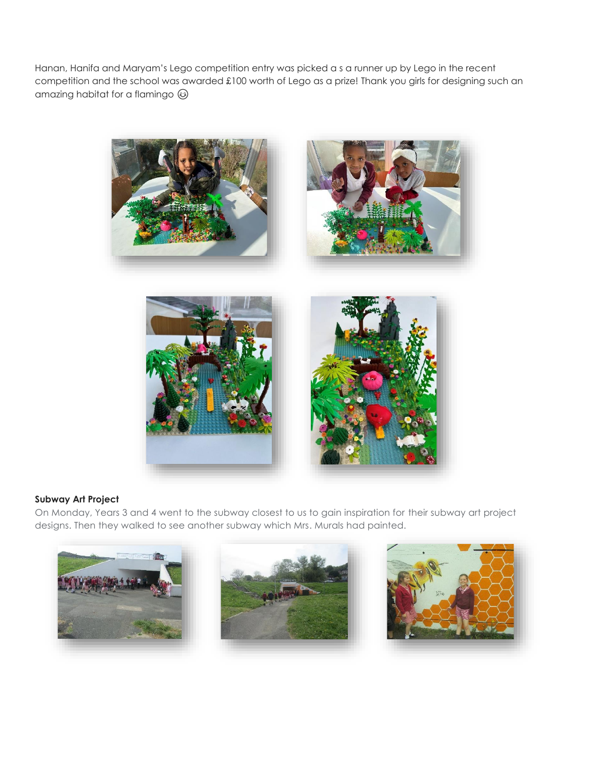Hanan, Hanifa and Maryam's Lego competition entry was picked a s a runner up by Lego in the recent competition and the school was awarded £100 worth of Lego as a prize! Thank you girls for designing such an amazing habitat for a flamingo 😊

**Subway Art Project**

On Monday, Years 3 and 4 went to the subway closest to us to gain inspiration for their subway art project designs. Then they walked to see another subway which Mrs. Murals had painted.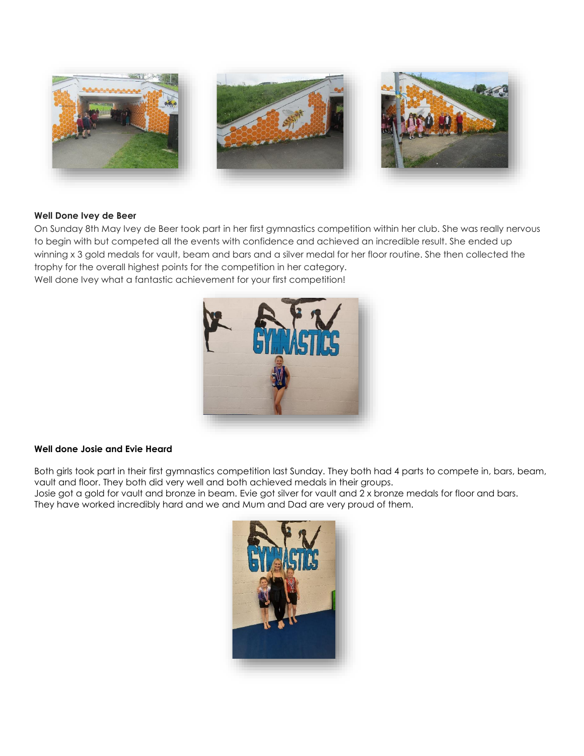**Well Done Ivey de Beer**

On Sunday 8th May Ivey de Beer took part in her first gymnastics competition within her club. She was really nervous to begin with but competed all the events with confidence and achieved an incredible result. She ended up winning x 3 gold medals for vault, beam and bars and a silver medal for her floor routine. She then collected the trophy for the overall highest points for the competition in her category.
Well done Ivey what a fantastic achievement for your first competition!

**Well done Josie and Evie Heard**

Both girls took part in their first gymnastics competition last Sunday. They both had 4 parts to compete in, bars, beam, vault and floor. They both did very well and both achieved medals in their groups.
Josie got a gold for vault and bronze in beam. Evie got silver for vault and 2 x bronze medals for floor and bars.
They have worked incredibly hard and we and Mum and Dad are very proud of them.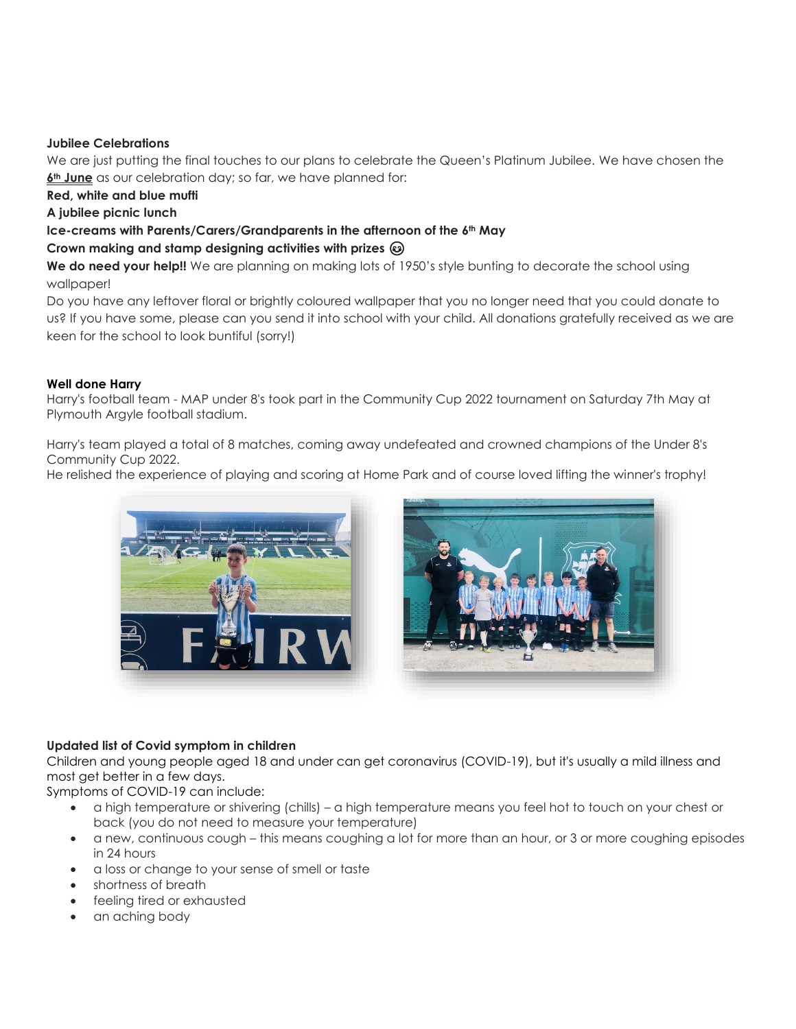**Jubilee Celebrations**

We are just putting the final touches to our plans to celebrate the Queen's Platinum Jubilee. We have chosen the **6th June** as our celebration day; so far, we have planned for:

**Red, white and blue mufti**

**A jubilee picnic lunch**

**Ice-creams with Parents/Carers/Grandparents in the afternoon of the 6th May**

**Crown making and stamp designing activities with prizes** 😊

**We do need your help!!** We are planning on making lots of 1950's style bunting to decorate the school using wallpaper!

Do you have any leftover floral or brightly coloured wallpaper that you no longer need that you could donate to us? If you have some, please can you send it into school with your child. All donations gratefully received as we are keen for the school to look buntiful (sorry!)

**Well done Harry**

Harry's football team - MAP under 8's took part in the Community Cup 2022 tournament on Saturday 7th May at Plymouth Argyle football stadium.

Harry's team played a total of 8 matches, coming away undefeated and crowned champions of the Under 8's Community Cup 2022.

He relished the experience of playing and scoring at Home Park and of course loved lifting the winner's trophy!

**Updated list of Covid symptom in children**

Children and young people aged 18 and under can get coronavirus (COVID-19), but it's usually a mild illness and most get better in a few days.

Symptoms of COVID-19 can include:

- a high temperature or shivering (chills) – a high temperature means you feel hot to touch on your chest or back (you do not need to measure your temperature)
- a new, continuous cough – this means coughing a lot for more than an hour, or 3 or more coughing episodes in 24 hours
- a loss or change to your sense of smell or taste
- shortness of breath
- feeling tired or exhausted
- an aching body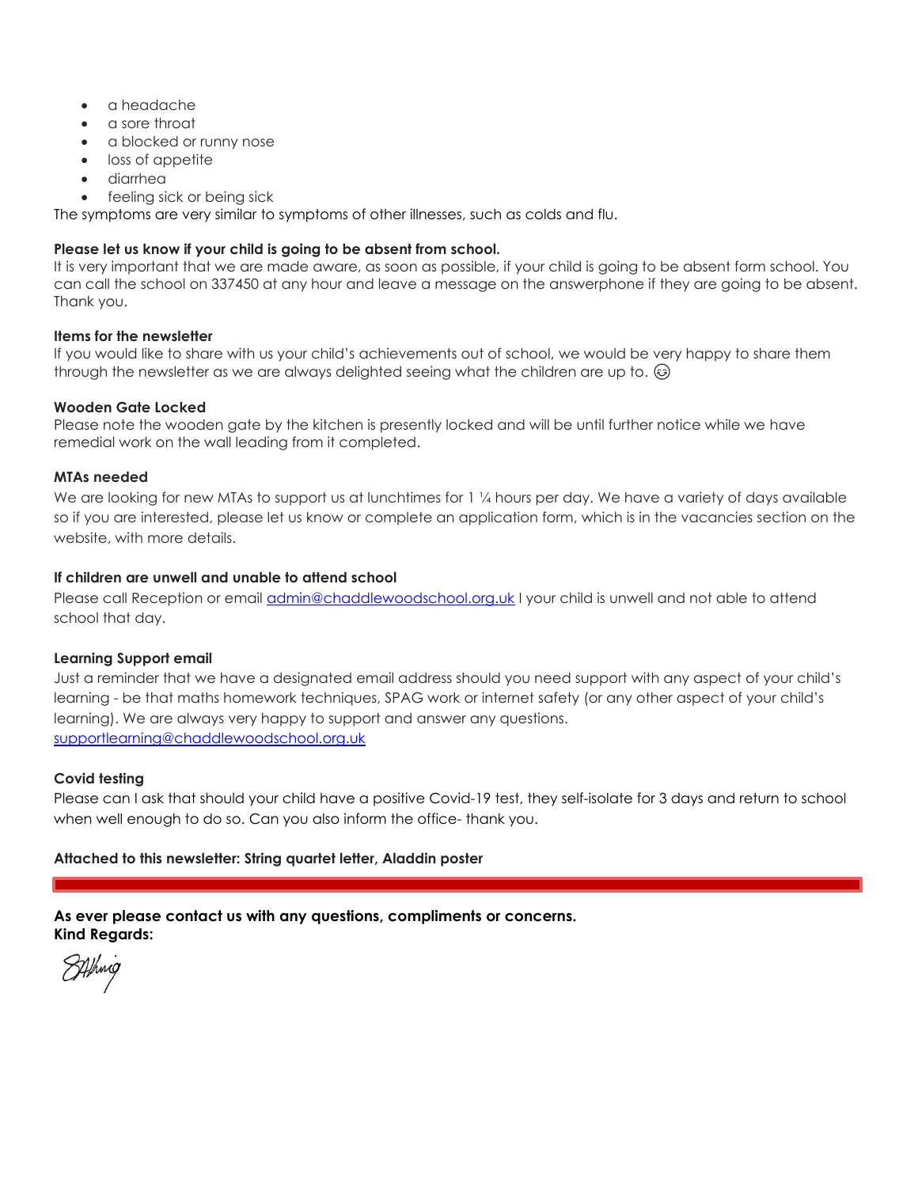- a headache
- a sore throat
- a blocked or runny nose
- loss of appetite
- diarrhea
- feeling sick or being sick

The symptoms are very similar to symptoms of other illnesses, such as colds and flu.

**Please let us know if your child is going to be absent from school.**

It is very important that we are made aware, as soon as possible, if your child is going to be absent form school. You can call the school on 337450 at any hour and leave a message on the answerphone if they are going to be absent. Thank you.

**Items for the newsletter**

If you would like to share with us your child's achievements out of school, we would be very happy to share them through the newsletter as we are always delighted seeing what the children are up to. 😊

**Wooden Gate Locked**

Please note the wooden gate by the kitchen is presently locked and will be until further notice while we have remedial work on the wall leading from it completed.

**MTAs needed**

We are looking for new MTAs to support us at lunchtimes for 1 ¼ hours per day. We have a variety of days available so if you are interested, please let us know or complete an application form, which is in the vacancies section on the website, with more details.

**If children are unwell and unable to attend school**

Please call Reception or email admin@chaddlewoodschool.org.uk I your child is unwell and not able to attend school that day.

**Learning Support email**

Just a reminder that we have a designated email address should you need support with any aspect of your child's learning - be that maths homework techniques, SPAG work or internet safety (or any other aspect of your child's learning). We are always very happy to support and answer any questions.
supportlearning@chaddlewoodschool.org.uk

**Covid testing**

Please can I ask that should your child have a positive Covid-19 test, they self-isolate for 3 days and return to school when well enough to do so. Can you also inform the office- thank you.

**Attached to this newsletter: String quartet letter, Aladdin poster**

---

**As ever please contact us with any questions, compliments or concerns.**
**Kind Regards:**